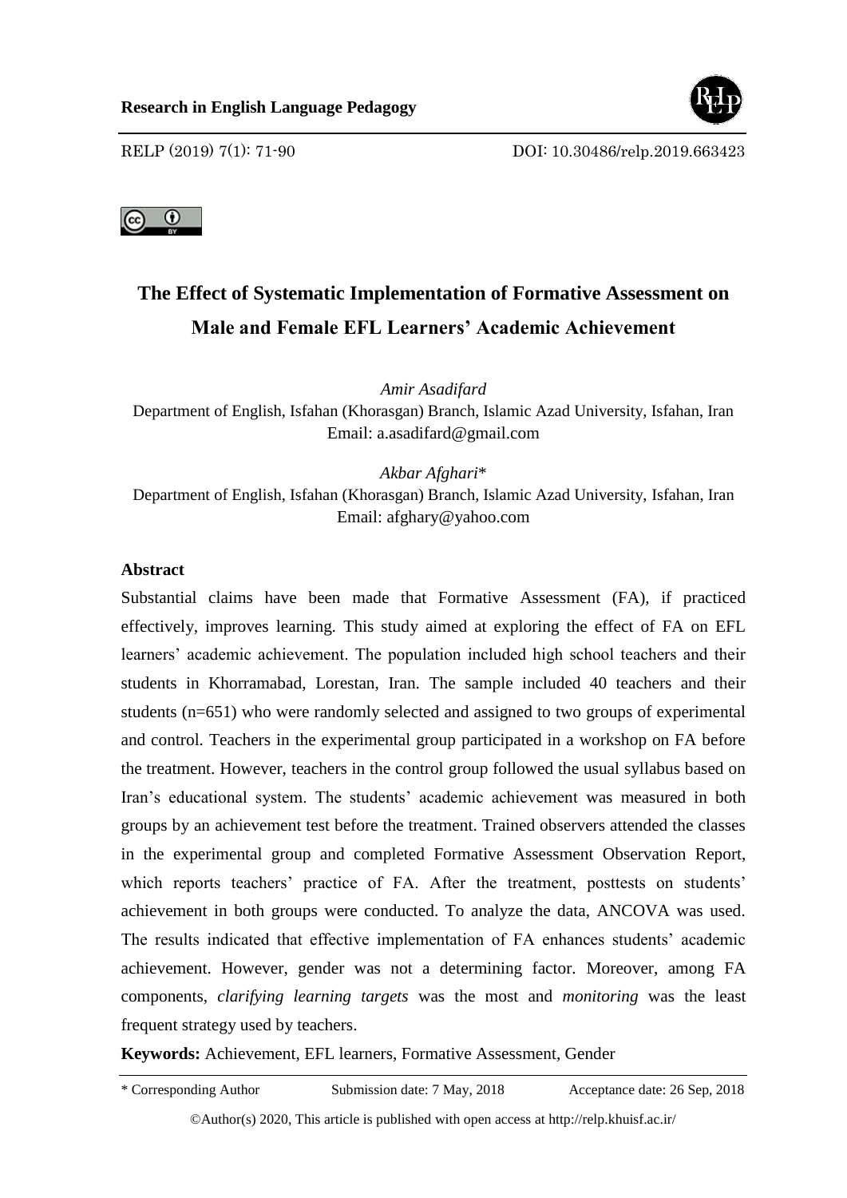# The Effect of Systematic Implementation of Formative Assessment on Male and Female EFL Learners' Academic Achievement

*Amir Asadifard*

Department of English, Isfahan (Khorasgan) Branch, Islamic Azad University, Isfahan, Iran
Email: a.asadifard@gmail.com

*Akbar Afghari\**

Department of English, Isfahan (Khorasgan) Branch, Islamic Azad University, Isfahan, Iran
Email: afghary@yahoo.com

## Abstract

Substantial claims have been made that Formative Assessment (FA), if practiced effectively, improves learning. This study aimed at exploring the effect of FA on EFL learners' academic achievement. The population included high school teachers and their students in Khorramabad, Lorestan, Iran. The sample included 40 teachers and their students (n=651) who were randomly selected and assigned to two groups of experimental and control. Teachers in the experimental group participated in a workshop on FA before the treatment. However, teachers in the control group followed the usual syllabus based on Iran's educational system. The students' academic achievement was measured in both groups by an achievement test before the treatment. Trained observers attended the classes in the experimental group and completed Formative Assessment Observation Report, which reports teachers' practice of FA. After the treatment, posttests on students' achievement in both groups were conducted. To analyze the data, ANCOVA was used. The results indicated that effective implementation of FA enhances students' academic achievement. However, gender was not a determining factor. Moreover, among FA components, *clarifying learning targets* was the most and *monitoring* was the least frequent strategy used by teachers.

**Keywords:** Achievement, EFL learners, Formative Assessment, Gender

\* Corresponding Author    Submission date: 7 May, 2018    Acceptance date: 26 Sep, 2018

©Author(s) 2020, This article is published with open access at http://relp.khuisf.ac.ir/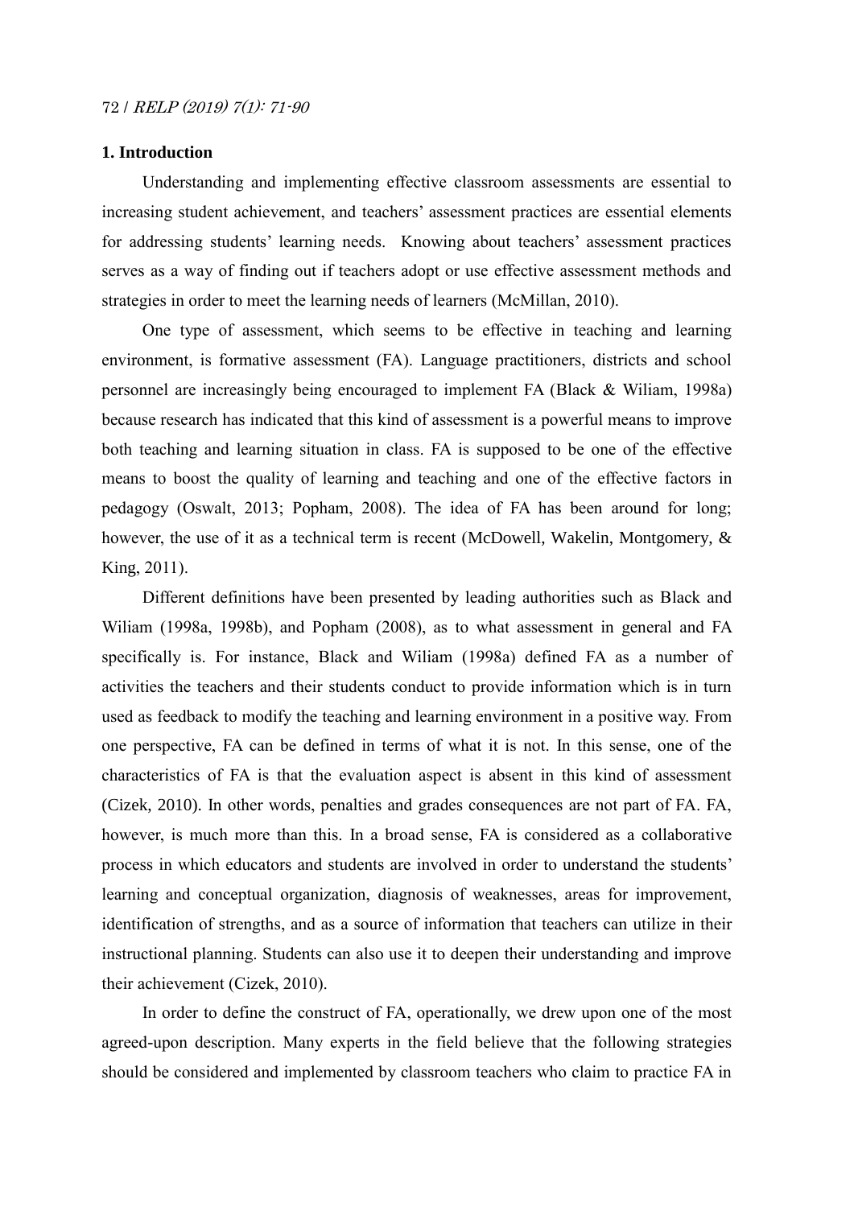## 1. Introduction

Understanding and implementing effective classroom assessments are essential to increasing student achievement, and teachers' assessment practices are essential elements for addressing students' learning needs. Knowing about teachers' assessment practices serves as a way of finding out if teachers adopt or use effective assessment methods and strategies in order to meet the learning needs of learners (McMillan, 2010).

One type of assessment, which seems to be effective in teaching and learning environment, is formative assessment (FA). Language practitioners, districts and school personnel are increasingly being encouraged to implement FA (Black & Wiliam, 1998a) because research has indicated that this kind of assessment is a powerful means to improve both teaching and learning situation in class. FA is supposed to be one of the effective means to boost the quality of learning and teaching and one of the effective factors in pedagogy (Oswalt, 2013; Popham, 2008). The idea of FA has been around for long; however, the use of it as a technical term is recent (McDowell, Wakelin, Montgomery, & King, 2011).

Different definitions have been presented by leading authorities such as Black and Wiliam (1998a, 1998b), and Popham (2008), as to what assessment in general and FA specifically is. For instance, Black and Wiliam (1998a) defined FA as a number of activities the teachers and their students conduct to provide information which is in turn used as feedback to modify the teaching and learning environment in a positive way. From one perspective, FA can be defined in terms of what it is not. In this sense, one of the characteristics of FA is that the evaluation aspect is absent in this kind of assessment (Cizek, 2010). In other words, penalties and grades consequences are not part of FA. FA, however, is much more than this. In a broad sense, FA is considered as a collaborative process in which educators and students are involved in order to understand the students' learning and conceptual organization, diagnosis of weaknesses, areas for improvement, identification of strengths, and as a source of information that teachers can utilize in their instructional planning. Students can also use it to deepen their understanding and improve their achievement (Cizek, 2010).

In order to define the construct of FA, operationally, we drew upon one of the most agreed-upon description. Many experts in the field believe that the following strategies should be considered and implemented by classroom teachers who claim to practice FA in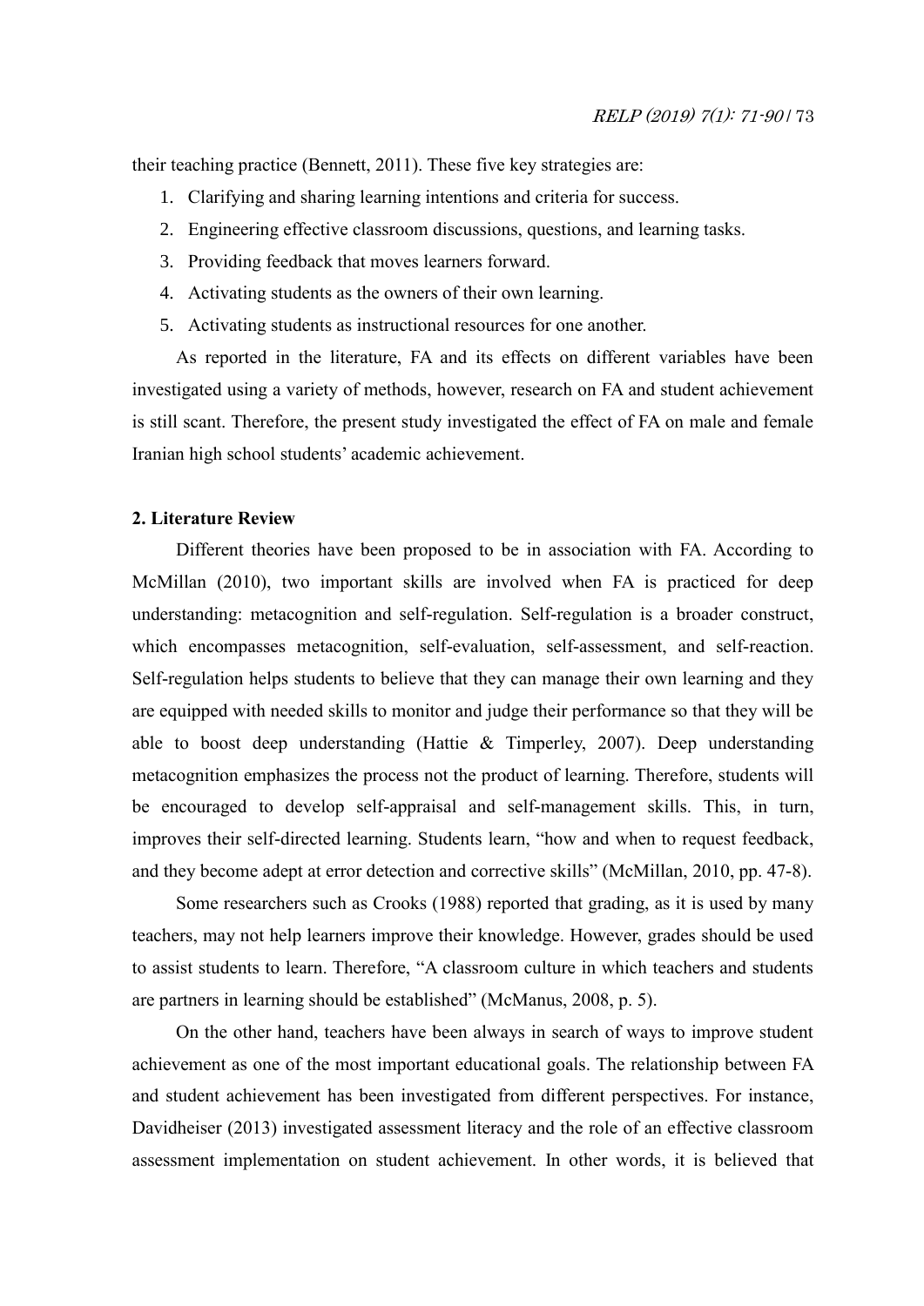their teaching practice (Bennett, 2011). These five key strategies are:

1. Clarifying and sharing learning intentions and criteria for success.
2. Engineering effective classroom discussions, questions, and learning tasks.
3. Providing feedback that moves learners forward.
4. Activating students as the owners of their own learning.
5. Activating students as instructional resources for one another.

As reported in the literature, FA and its effects on different variables have been investigated using a variety of methods, however, research on FA and student achievement is still scant. Therefore, the present study investigated the effect of FA on male and female Iranian high school students' academic achievement.

## 2. Literature Review

Different theories have been proposed to be in association with FA. According to McMillan (2010), two important skills are involved when FA is practiced for deep understanding: metacognition and self-regulation. Self-regulation is a broader construct, which encompasses metacognition, self-evaluation, self-assessment, and self-reaction. Self-regulation helps students to believe that they can manage their own learning and they are equipped with needed skills to monitor and judge their performance so that they will be able to boost deep understanding (Hattie & Timperley, 2007). Deep understanding metacognition emphasizes the process not the product of learning. Therefore, students will be encouraged to develop self-appraisal and self-management skills. This, in turn, improves their self-directed learning. Students learn, "how and when to request feedback, and they become adept at error detection and corrective skills" (McMillan, 2010, pp. 47-8).

Some researchers such as Crooks (1988) reported that grading, as it is used by many teachers, may not help learners improve their knowledge. However, grades should be used to assist students to learn. Therefore, "A classroom culture in which teachers and students are partners in learning should be established" (McManus, 2008, p. 5).

On the other hand, teachers have been always in search of ways to improve student achievement as one of the most important educational goals. The relationship between FA and student achievement has been investigated from different perspectives. For instance, Davidheiser (2013) investigated assessment literacy and the role of an effective classroom assessment implementation on student achievement. In other words, it is believed that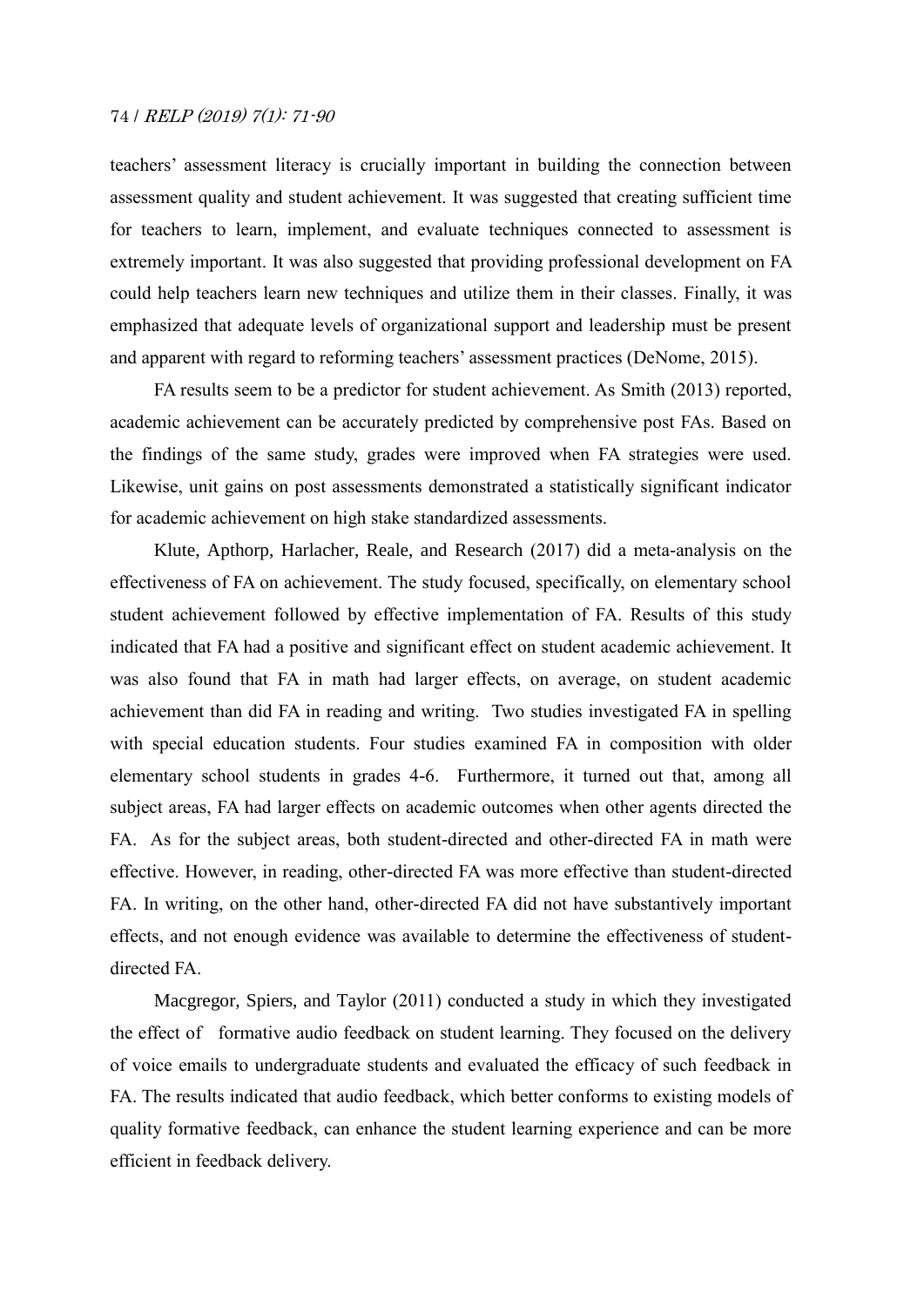teachers' assessment literacy is crucially important in building the connection between assessment quality and student achievement. It was suggested that creating sufficient time for teachers to learn, implement, and evaluate techniques connected to assessment is extremely important. It was also suggested that providing professional development on FA could help teachers learn new techniques and utilize them in their classes. Finally, it was emphasized that adequate levels of organizational support and leadership must be present and apparent with regard to reforming teachers' assessment practices (DeNome, 2015).

FA results seem to be a predictor for student achievement. As Smith (2013) reported, academic achievement can be accurately predicted by comprehensive post FAs. Based on the findings of the same study, grades were improved when FA strategies were used. Likewise, unit gains on post assessments demonstrated a statistically significant indicator for academic achievement on high stake standardized assessments.

Klute, Apthorp, Harlacher, Reale, and Research (2017) did a meta-analysis on the effectiveness of FA on achievement. The study focused, specifically, on elementary school student achievement followed by effective implementation of FA. Results of this study indicated that FA had a positive and significant effect on student academic achievement. It was also found that FA in math had larger effects, on average, on student academic achievement than did FA in reading and writing. Two studies investigated FA in spelling with special education students. Four studies examined FA in composition with older elementary school students in grades 4-6. Furthermore, it turned out that, among all subject areas, FA had larger effects on academic outcomes when other agents directed the FA. As for the subject areas, both student-directed and other-directed FA in math were effective. However, in reading, other-directed FA was more effective than student-directed FA. In writing, on the other hand, other-directed FA did not have substantively important effects, and not enough evidence was available to determine the effectiveness of student-directed FA.

Macgregor, Spiers, and Taylor (2011) conducted a study in which they investigated the effect of formative audio feedback on student learning. They focused on the delivery of voice emails to undergraduate students and evaluated the efficacy of such feedback in FA. The results indicated that audio feedback, which better conforms to existing models of quality formative feedback, can enhance the student learning experience and can be more efficient in feedback delivery.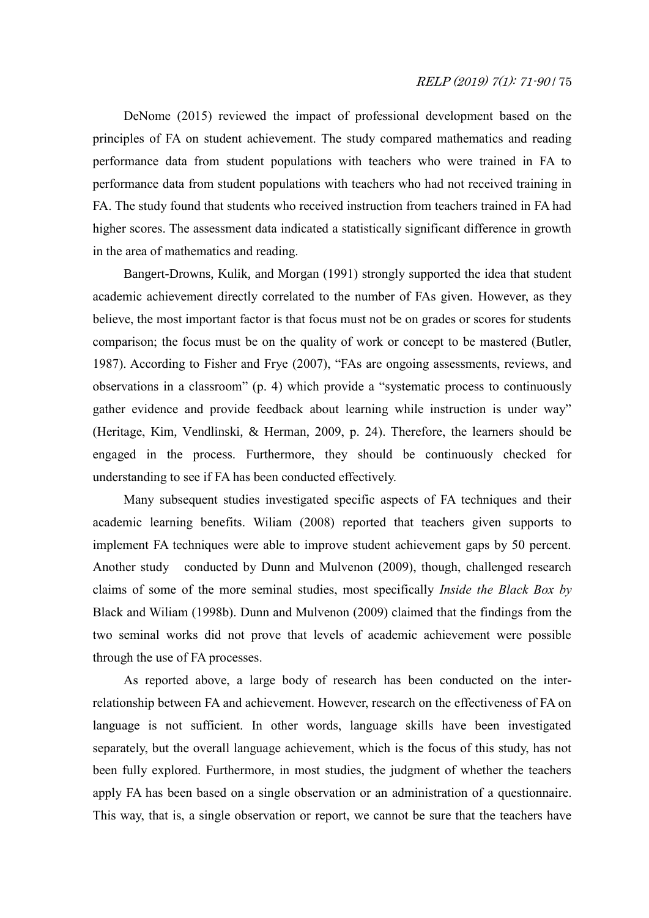DeNome (2015) reviewed the impact of professional development based on the principles of FA on student achievement. The study compared mathematics and reading performance data from student populations with teachers who were trained in FA to performance data from student populations with teachers who had not received training in FA. The study found that students who received instruction from teachers trained in FA had higher scores. The assessment data indicated a statistically significant difference in growth in the area of mathematics and reading.

Bangert-Drowns, Kulik, and Morgan (1991) strongly supported the idea that student academic achievement directly correlated to the number of FAs given. However, as they believe, the most important factor is that focus must not be on grades or scores for students comparison; the focus must be on the quality of work or concept to be mastered (Butler, 1987). According to Fisher and Frye (2007), "FAs are ongoing assessments, reviews, and observations in a classroom" (p. 4) which provide a "systematic process to continuously gather evidence and provide feedback about learning while instruction is under way" (Heritage, Kim, Vendlinski, & Herman, 2009, p. 24). Therefore, the learners should be engaged in the process. Furthermore, they should be continuously checked for understanding to see if FA has been conducted effectively.

Many subsequent studies investigated specific aspects of FA techniques and their academic learning benefits. Wiliam (2008) reported that teachers given supports to implement FA techniques were able to improve student achievement gaps by 50 percent. Another study conducted by Dunn and Mulvenon (2009), though, challenged research claims of some of the more seminal studies, most specifically *Inside the Black Box by* Black and Wiliam (1998b). Dunn and Mulvenon (2009) claimed that the findings from the two seminal works did not prove that levels of academic achievement were possible through the use of FA processes.

As reported above, a large body of research has been conducted on the inter-relationship between FA and achievement. However, research on the effectiveness of FA on language is not sufficient. In other words, language skills have been investigated separately, but the overall language achievement, which is the focus of this study, has not been fully explored. Furthermore, in most studies, the judgment of whether the teachers apply FA has been based on a single observation or an administration of a questionnaire. This way, that is, a single observation or report, we cannot be sure that the teachers have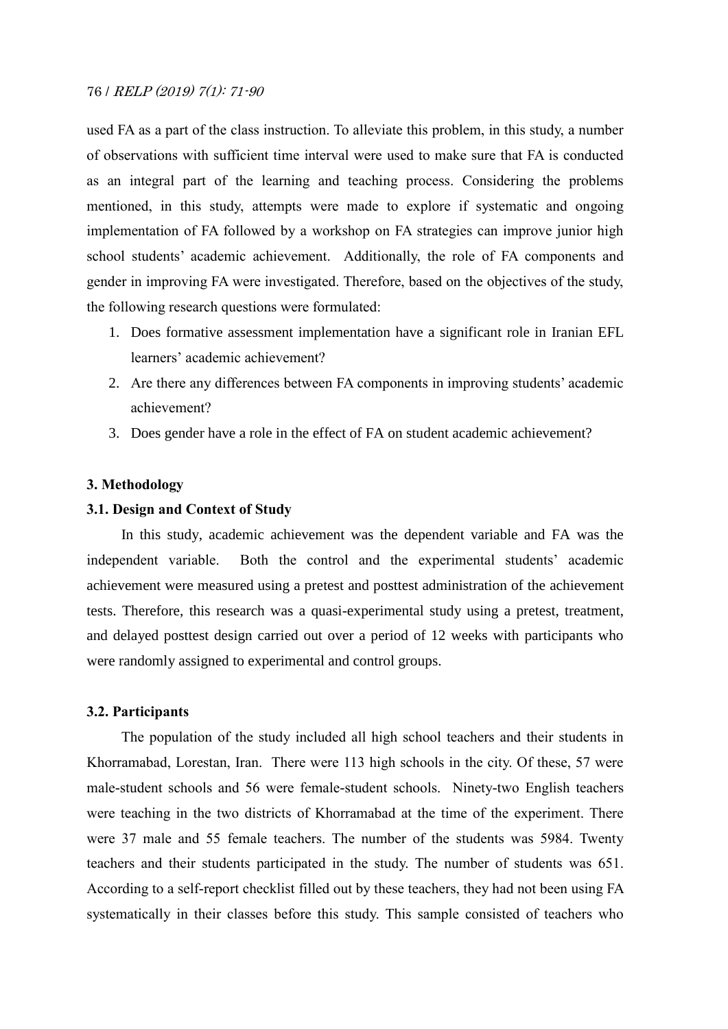used FA as a part of the class instruction. To alleviate this problem, in this study, a number of observations with sufficient time interval were used to make sure that FA is conducted as an integral part of the learning and teaching process. Considering the problems mentioned, in this study, attempts were made to explore if systematic and ongoing implementation of FA followed by a workshop on FA strategies can improve junior high school students' academic achievement. Additionally, the role of FA components and gender in improving FA were investigated. Therefore, based on the objectives of the study, the following research questions were formulated:

1. Does formative assessment implementation have a significant role in Iranian EFL learners' academic achievement?
2. Are there any differences between FA components in improving students' academic achievement?
3. Does gender have a role in the effect of FA on student academic achievement?

## 3. Methodology

### 3.1. Design and Context of Study

In this study, academic achievement was the dependent variable and FA was the independent variable. Both the control and the experimental students' academic achievement were measured using a pretest and posttest administration of the achievement tests. Therefore, this research was a quasi-experimental study using a pretest, treatment, and delayed posttest design carried out over a period of 12 weeks with participants who were randomly assigned to experimental and control groups.

### 3.2. Participants

The population of the study included all high school teachers and their students in Khorramabad, Lorestan, Iran. There were 113 high schools in the city. Of these, 57 were male-student schools and 56 were female-student schools. Ninety-two English teachers were teaching in the two districts of Khorramabad at the time of the experiment. There were 37 male and 55 female teachers. The number of the students was 5984. Twenty teachers and their students participated in the study. The number of students was 651. According to a self-report checklist filled out by these teachers, they had not been using FA systematically in their classes before this study. This sample consisted of teachers who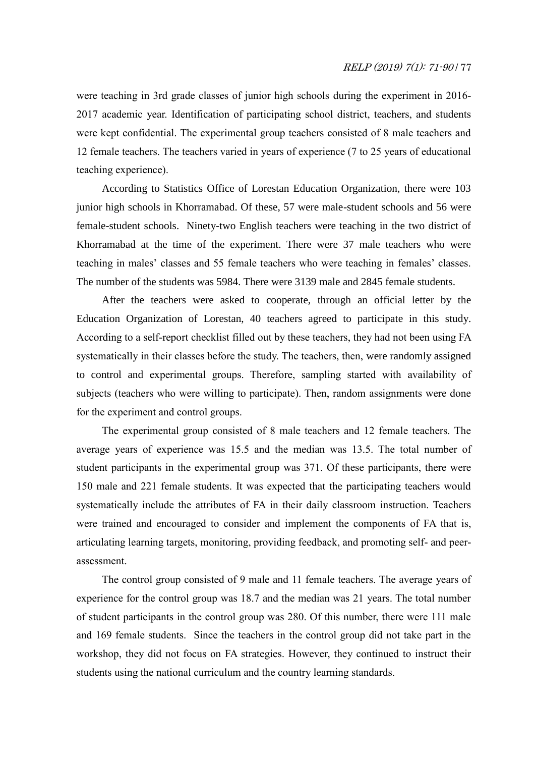were teaching in 3rd grade classes of junior high schools during the experiment in 2016-2017 academic year. Identification of participating school district, teachers, and students were kept confidential. The experimental group teachers consisted of 8 male teachers and 12 female teachers. The teachers varied in years of experience (7 to 25 years of educational teaching experience).

According to Statistics Office of Lorestan Education Organization, there were 103 junior high schools in Khorramabad. Of these, 57 were male-student schools and 56 were female-student schools. Ninety-two English teachers were teaching in the two district of Khorramabad at the time of the experiment. There were 37 male teachers who were teaching in males' classes and 55 female teachers who were teaching in females' classes. The number of the students was 5984. There were 3139 male and 2845 female students.

After the teachers were asked to cooperate, through an official letter by the Education Organization of Lorestan, 40 teachers agreed to participate in this study. According to a self-report checklist filled out by these teachers, they had not been using FA systematically in their classes before the study. The teachers, then, were randomly assigned to control and experimental groups. Therefore, sampling started with availability of subjects (teachers who were willing to participate). Then, random assignments were done for the experiment and control groups.

The experimental group consisted of 8 male teachers and 12 female teachers. The average years of experience was 15.5 and the median was 13.5. The total number of student participants in the experimental group was 371. Of these participants, there were 150 male and 221 female students. It was expected that the participating teachers would systematically include the attributes of FA in their daily classroom instruction. Teachers were trained and encouraged to consider and implement the components of FA that is, articulating learning targets, monitoring, providing feedback, and promoting self- and peer-assessment.

The control group consisted of 9 male and 11 female teachers. The average years of experience for the control group was 18.7 and the median was 21 years. The total number of student participants in the control group was 280. Of this number, there were 111 male and 169 female students. Since the teachers in the control group did not take part in the workshop, they did not focus on FA strategies. However, they continued to instruct their students using the national curriculum and the country learning standards.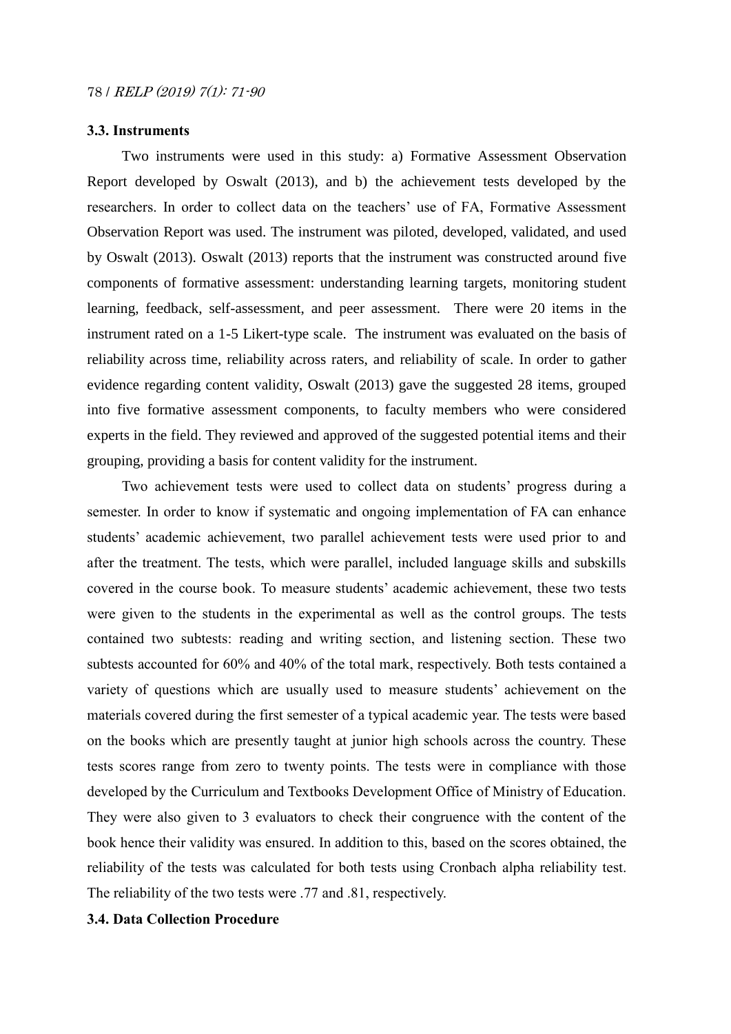### 3.3. Instruments

Two instruments were used in this study: a) Formative Assessment Observation Report developed by Oswalt (2013), and b) the achievement tests developed by the researchers. In order to collect data on the teachers' use of FA, Formative Assessment Observation Report was used. The instrument was piloted, developed, validated, and used by Oswalt (2013). Oswalt (2013) reports that the instrument was constructed around five components of formative assessment: understanding learning targets, monitoring student learning, feedback, self-assessment, and peer assessment. There were 20 items in the instrument rated on a 1-5 Likert-type scale. The instrument was evaluated on the basis of reliability across time, reliability across raters, and reliability of scale. In order to gather evidence regarding content validity, Oswalt (2013) gave the suggested 28 items, grouped into five formative assessment components, to faculty members who were considered experts in the field. They reviewed and approved of the suggested potential items and their grouping, providing a basis for content validity for the instrument.

Two achievement tests were used to collect data on students' progress during a semester. In order to know if systematic and ongoing implementation of FA can enhance students' academic achievement, two parallel achievement tests were used prior to and after the treatment. The tests, which were parallel, included language skills and subskills covered in the course book. To measure students' academic achievement, these two tests were given to the students in the experimental as well as the control groups. The tests contained two subtests: reading and writing section, and listening section. These two subtests accounted for 60% and 40% of the total mark, respectively. Both tests contained a variety of questions which are usually used to measure students' achievement on the materials covered during the first semester of a typical academic year. The tests were based on the books which are presently taught at junior high schools across the country. These tests scores range from zero to twenty points. The tests were in compliance with those developed by the Curriculum and Textbooks Development Office of Ministry of Education. They were also given to 3 evaluators to check their congruence with the content of the book hence their validity was ensured. In addition to this, based on the scores obtained, the reliability of the tests was calculated for both tests using Cronbach alpha reliability test. The reliability of the two tests were .77 and .81, respectively.

### 3.4. Data Collection Procedure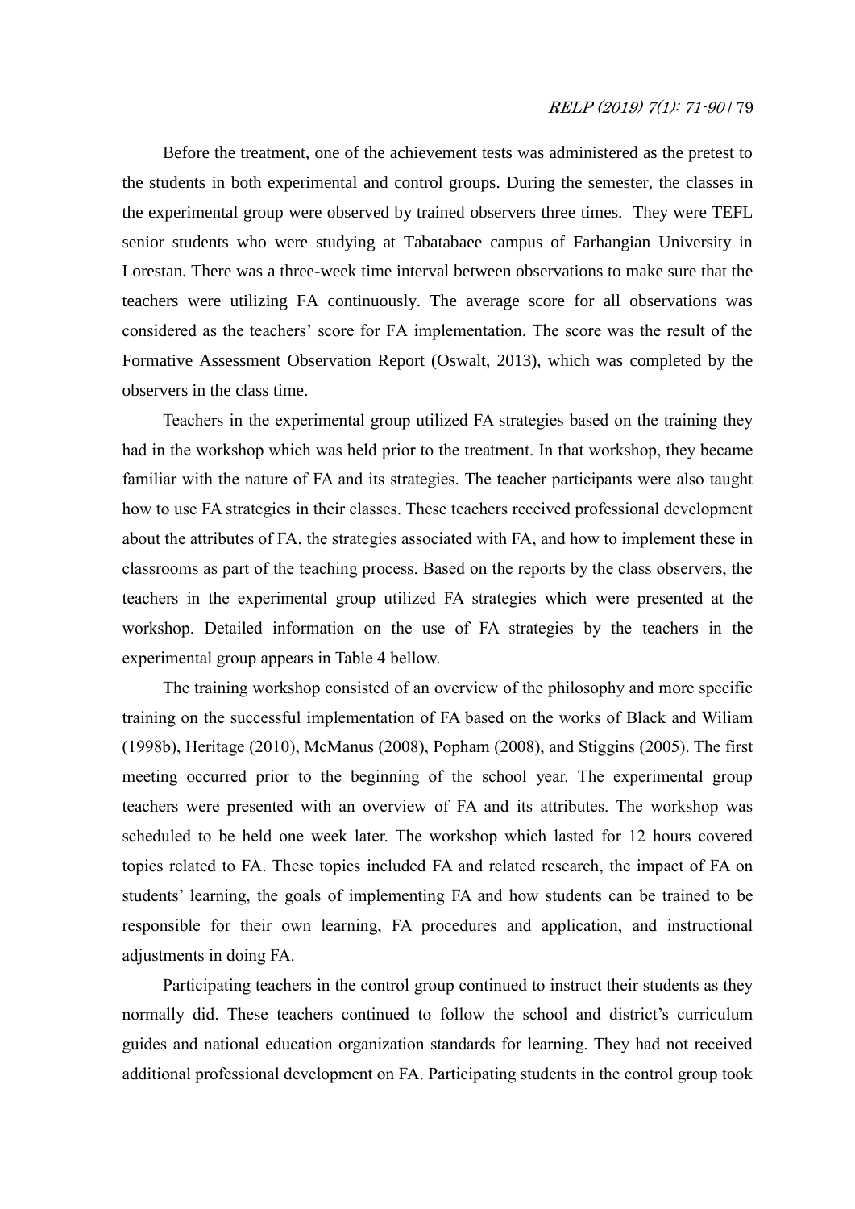Before the treatment, one of the achievement tests was administered as the pretest to the students in both experimental and control groups. During the semester, the classes in the experimental group were observed by trained observers three times. They were TEFL senior students who were studying at Tabatabaee campus of Farhangian University in Lorestan. There was a three-week time interval between observations to make sure that the teachers were utilizing FA continuously. The average score for all observations was considered as the teachers' score for FA implementation. The score was the result of the Formative Assessment Observation Report (Oswalt, 2013), which was completed by the observers in the class time.

Teachers in the experimental group utilized FA strategies based on the training they had in the workshop which was held prior to the treatment. In that workshop, they became familiar with the nature of FA and its strategies. The teacher participants were also taught how to use FA strategies in their classes. These teachers received professional development about the attributes of FA, the strategies associated with FA, and how to implement these in classrooms as part of the teaching process. Based on the reports by the class observers, the teachers in the experimental group utilized FA strategies which were presented at the workshop. Detailed information on the use of FA strategies by the teachers in the experimental group appears in Table 4 bellow.

The training workshop consisted of an overview of the philosophy and more specific training on the successful implementation of FA based on the works of Black and Wiliam (1998b), Heritage (2010), McManus (2008), Popham (2008), and Stiggins (2005). The first meeting occurred prior to the beginning of the school year. The experimental group teachers were presented with an overview of FA and its attributes. The workshop was scheduled to be held one week later. The workshop which lasted for 12 hours covered topics related to FA. These topics included FA and related research, the impact of FA on students' learning, the goals of implementing FA and how students can be trained to be responsible for their own learning, FA procedures and application, and instructional adjustments in doing FA.

Participating teachers in the control group continued to instruct their students as they normally did. These teachers continued to follow the school and district's curriculum guides and national education organization standards for learning. They had not received additional professional development on FA. Participating students in the control group took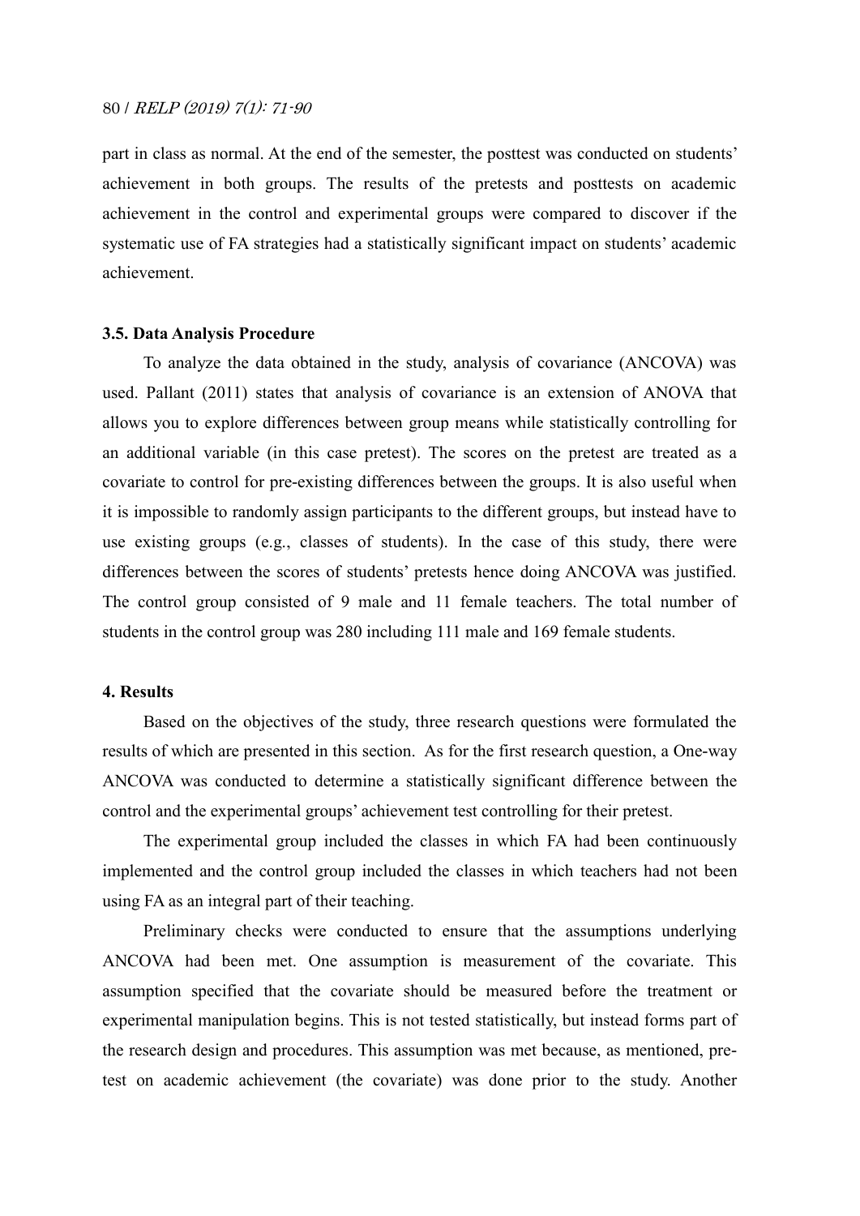part in class as normal. At the end of the semester, the posttest was conducted on students' achievement in both groups. The results of the pretests and posttests on academic achievement in the control and experimental groups were compared to discover if the systematic use of FA strategies had a statistically significant impact on students' academic achievement.

### 3.5. Data Analysis Procedure

To analyze the data obtained in the study, analysis of covariance (ANCOVA) was used. Pallant (2011) states that analysis of covariance is an extension of ANOVA that allows you to explore differences between group means while statistically controlling for an additional variable (in this case pretest). The scores on the pretest are treated as a covariate to control for pre-existing differences between the groups. It is also useful when it is impossible to randomly assign participants to the different groups, but instead have to use existing groups (e.g., classes of students). In the case of this study, there were differences between the scores of students' pretests hence doing ANCOVA was justified. The control group consisted of 9 male and 11 female teachers. The total number of students in the control group was 280 including 111 male and 169 female students.

## 4. Results

Based on the objectives of the study, three research questions were formulated the results of which are presented in this section. As for the first research question, a One-way ANCOVA was conducted to determine a statistically significant difference between the control and the experimental groups' achievement test controlling for their pretest.

The experimental group included the classes in which FA had been continuously implemented and the control group included the classes in which teachers had not been using FA as an integral part of their teaching.

Preliminary checks were conducted to ensure that the assumptions underlying ANCOVA had been met. One assumption is measurement of the covariate. This assumption specified that the covariate should be measured before the treatment or experimental manipulation begins. This is not tested statistically, but instead forms part of the research design and procedures. This assumption was met because, as mentioned, pre-test on academic achievement (the covariate) was done prior to the study. Another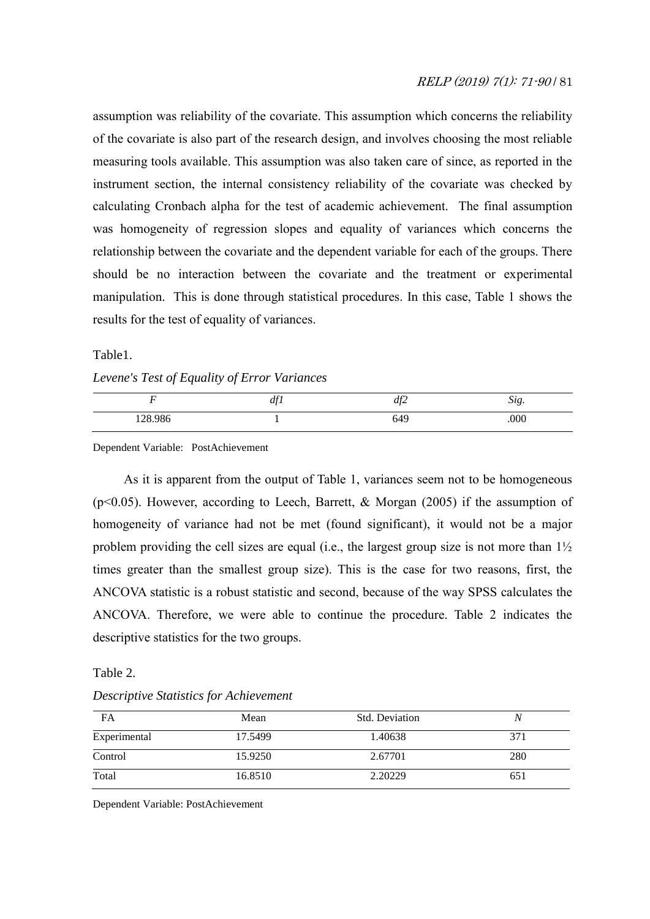assumption was reliability of the covariate. This assumption which concerns the reliability of the covariate is also part of the research design, and involves choosing the most reliable measuring tools available. This assumption was also taken care of since, as reported in the instrument section, the internal consistency reliability of the covariate was checked by calculating Cronbach alpha for the test of academic achievement. The final assumption was homogeneity of regression slopes and equality of variances which concerns the relationship between the covariate and the dependent variable for each of the groups. There should be no interaction between the covariate and the treatment or experimental manipulation. This is done through statistical procedures. In this case, Table 1 shows the results for the test of equality of variances.

Table1.

*Levene's Test of Equality of Error Variances*

| *F* | *df1* | *df2* | *Sig.* |
|---|---|---|---|
| 128.986 | 1 | 649 | .000 |

Dependent Variable: PostAchievement

As it is apparent from the output of Table 1, variances seem not to be homogeneous ($p<0.05$). However, according to Leech, Barrett, & Morgan (2005) if the assumption of homogeneity of variance had not be met (found significant), it would not be a major problem providing the cell sizes are equal (i.e., the largest group size is not more than 1½ times greater than the smallest group size). This is the case for two reasons, first, the ANCOVA statistic is a robust statistic and second, because of the way SPSS calculates the ANCOVA. Therefore, we were able to continue the procedure. Table 2 indicates the descriptive statistics for the two groups.

Table 2.

*Descriptive Statistics for Achievement*

| FA | Mean | Std. Deviation | *N* |
|---|---|---|---|
| Experimental | 17.5499 | 1.40638 | 371 |
| Control | 15.9250 | 2.67701 | 280 |
| Total | 16.8510 | 2.20229 | 651 |

Dependent Variable: PostAchievement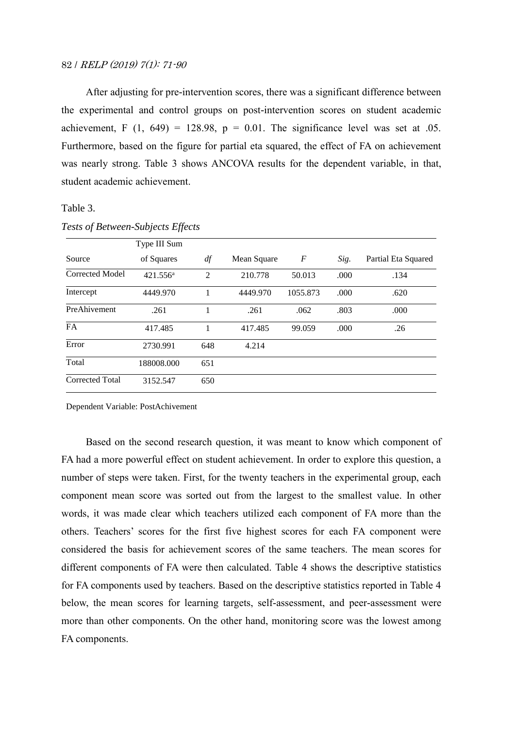After adjusting for pre-intervention scores, there was a significant difference between the experimental and control groups on post-intervention scores on student academic achievement, $F(1, 649) = 128.98$, $p = 0.01$. The significance level was set at .05. Furthermore, based on the figure for partial eta squared, the effect of FA on achievement was nearly strong. Table 3 shows ANCOVA results for the dependent variable, in that, student academic achievement.

Table 3.

*Tests of Between-Subjects Effects*

| Source | Type III Sum of Squares | *df* | Mean Square | *F* | *Sig.* | Partial Eta Squared |
|---|---|---|---|---|---|---|
| Corrected Model | 421.556[a] | 2 | 210.778 | 50.013 | .000 | .134 |
| Intercept | 4449.970 | 1 | 4449.970 | 1055.873 | .000 | .620 |
| PreAhivement | .261 | 1 | .261 | .062 | .803 | .000 |
| FA | 417.485 | 1 | 417.485 | 99.059 | .000 | .26 |
| Error | 2730.991 | 648 | 4.214 | | | |
| Total | 188008.000 | 651 | | | | |
| Corrected Total | 3152.547 | 650 | | | | |

Dependent Variable: PostAchivement

Based on the second research question, it was meant to know which component of FA had a more powerful effect on student achievement. In order to explore this question, a number of steps were taken. First, for the twenty teachers in the experimental group, each component mean score was sorted out from the largest to the smallest value. In other words, it was made clear which teachers utilized each component of FA more than the others. Teachers' scores for the first five highest scores for each FA component were considered the basis for achievement scores of the same teachers. The mean scores for different components of FA were then calculated. Table 4 shows the descriptive statistics for FA components used by teachers. Based on the descriptive statistics reported in Table 4 below, the mean scores for learning targets, self-assessment, and peer-assessment were more than other components. On the other hand, monitoring score was the lowest among FA components.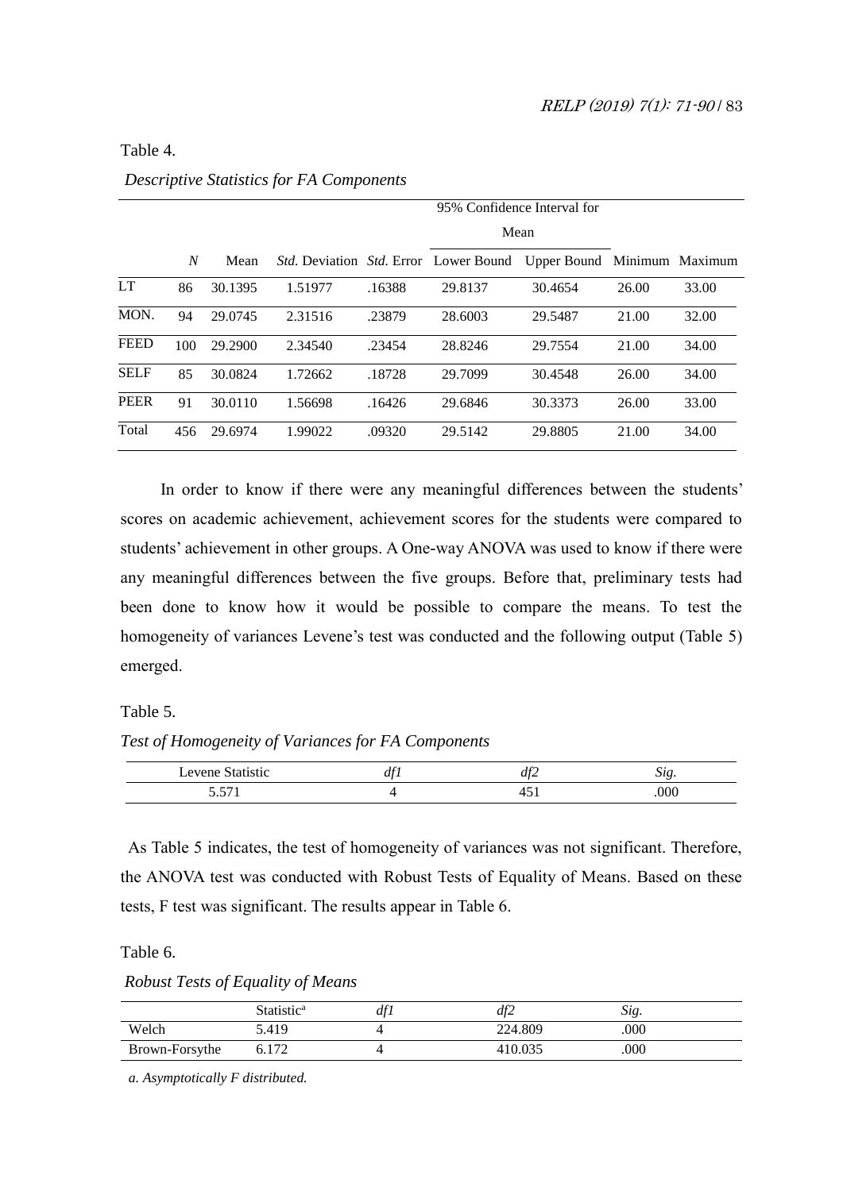Table 4.

*Descriptive Statistics for FA Components*

| | *N* | Mean | *Std.* Deviation | *Std.* Error | 95% Confidence Interval for Mean | | Minimum | Maximum |
|---|---|---|---|---|---|---|---|---|
| | | | | | Lower Bound | Upper Bound | | |
| LT | 86 | 30.1395 | 1.51977 | .16388 | 29.8137 | 30.4654 | 26.00 | 33.00 |
| MON. | 94 | 29.0745 | 2.31516 | .23879 | 28.6003 | 29.5487 | 21.00 | 32.00 |
| FEED | 100 | 29.2900 | 2.34540 | .23454 | 28.8246 | 29.7554 | 21.00 | 34.00 |
| SELF | 85 | 30.0824 | 1.72662 | .18728 | 29.7099 | 30.4548 | 26.00 | 34.00 |
| PEER | 91 | 30.0110 | 1.56698 | .16426 | 29.6846 | 30.3373 | 26.00 | 33.00 |
| Total | 456 | 29.6974 | 1.99022 | .09320 | 29.5142 | 29.8805 | 21.00 | 34.00 |

In order to know if there were any meaningful differences between the students' scores on academic achievement, achievement scores for the students were compared to students' achievement in other groups. A One-way ANOVA was used to know if there were any meaningful differences between the five groups. Before that, preliminary tests had been done to know how it would be possible to compare the means. To test the homogeneity of variances Levene's test was conducted and the following output (Table 5) emerged.

Table 5.

*Test of Homogeneity of Variances for FA Components*

| Levene Statistic | *df1* | *df2* | *Sig.* |
|---|---|---|---|
| 5.571 | 4 | 451 | .000 |

As Table 5 indicates, the test of homogeneity of variances was not significant. Therefore, the ANOVA test was conducted with Robust Tests of Equality of Means. Based on these tests, F test was significant. The results appear in Table 6.

Table 6.

*Robust Tests of Equality of Means*

| | Statistic[a] | *df1* | *df2* | *Sig.* |
|---|---|---|---|---|
| Welch | 5.419 | 4 | 224.809 | .000 |
| Brown-Forsythe | 6.172 | 4 | 410.035 | .000 |

*a. Asymptotically F distributed.*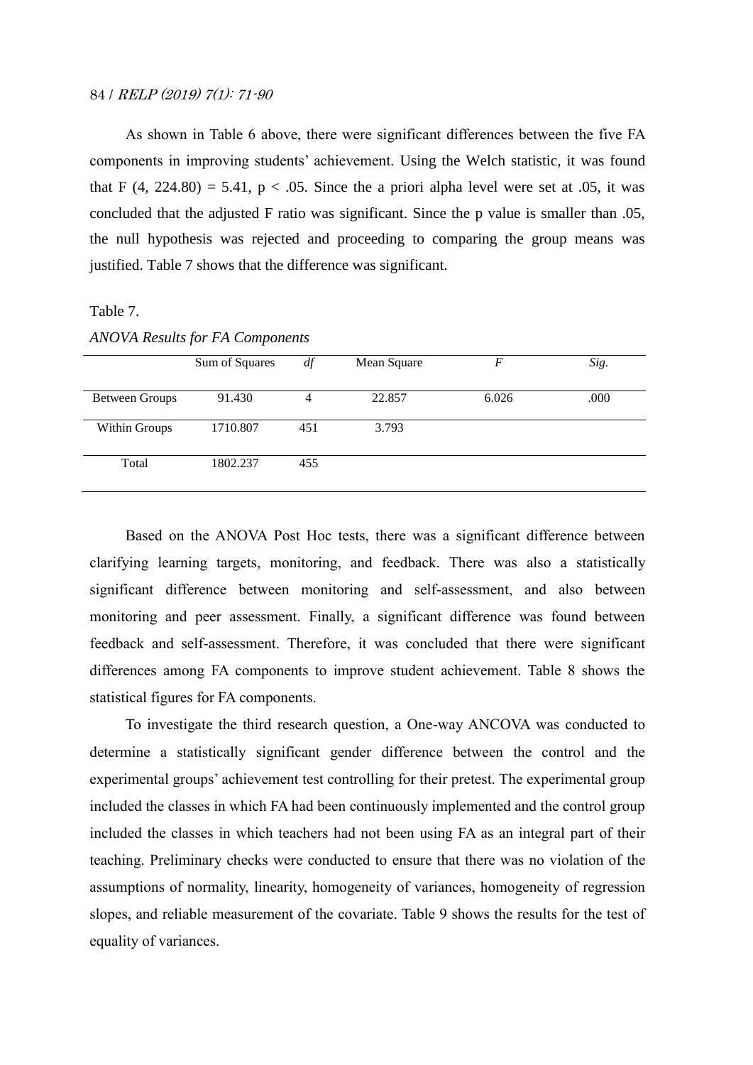As shown in Table 6 above, there were significant differences between the five FA components in improving students' achievement. Using the Welch statistic, it was found that $F(4, 224.80) = 5.41$, $p < .05$. Since the a priori alpha level were set at .05, it was concluded that the adjusted F ratio was significant. Since the p value is smaller than .05, the null hypothesis was rejected and proceeding to comparing the group means was justified. Table 7 shows that the difference was significant.

Table 7.

*ANOVA Results for FA Components*

| | Sum of Squares | *df* | Mean Square | *F* | *Sig.* |
|---|---|---|---|---|---|
| Between Groups | 91.430 | 4 | 22.857 | 6.026 | .000 |
| Within Groups | 1710.807 | 451 | 3.793 | | |
| Total | 1802.237 | 455 | | | |

Based on the ANOVA Post Hoc tests, there was a significant difference between clarifying learning targets, monitoring, and feedback. There was also a statistically significant difference between monitoring and self-assessment, and also between monitoring and peer assessment. Finally, a significant difference was found between feedback and self-assessment. Therefore, it was concluded that there were significant differences among FA components to improve student achievement. Table 8 shows the statistical figures for FA components.

To investigate the third research question, a One-way ANCOVA was conducted to determine a statistically significant gender difference between the control and the experimental groups' achievement test controlling for their pretest. The experimental group included the classes in which FA had been continuously implemented and the control group included the classes in which teachers had not been using FA as an integral part of their teaching. Preliminary checks were conducted to ensure that there was no violation of the assumptions of normality, linearity, homogeneity of variances, homogeneity of regression slopes, and reliable measurement of the covariate. Table 9 shows the results for the test of equality of variances.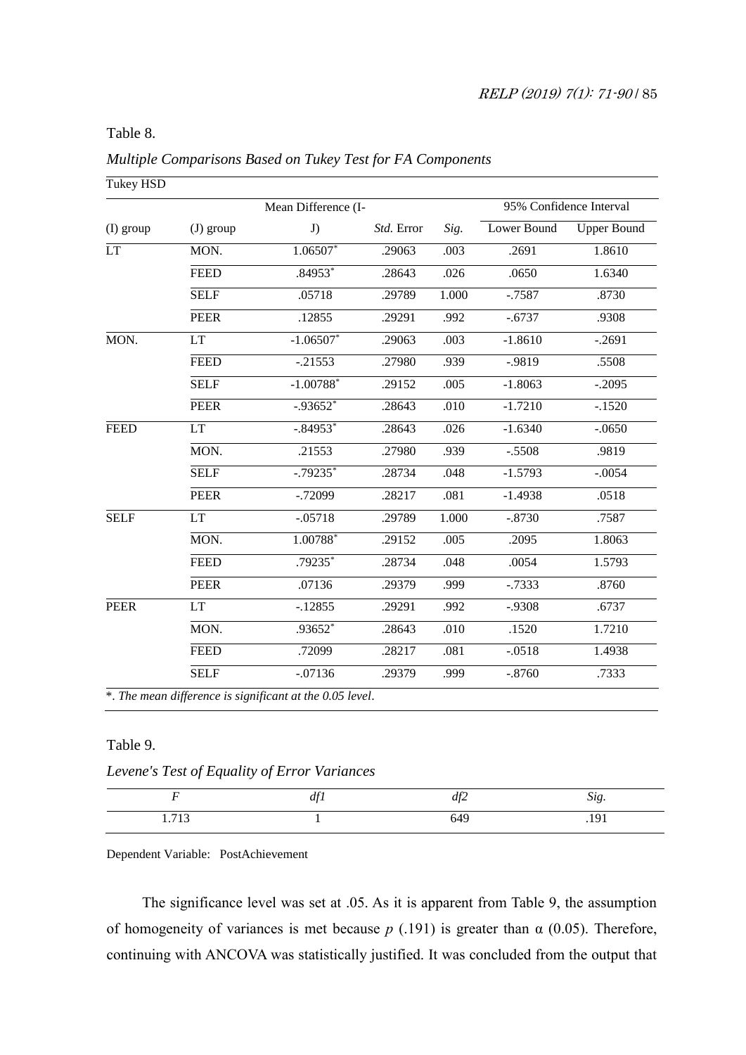Table 8.

*Multiple Comparisons Based on Tukey Test for FA Components*

Tukey HSD

| (I) group | (J) group | Mean Difference (I-J) | *Std.* Error | *Sig.* | 95% Confidence Interval | |
|---|---|---|---|---|---|---|
| | | | | | Lower Bound | Upper Bound |
| LT | MON. | 1.06507* | .29063 | .003 | .2691 | 1.8610 |
| | FEED | .84953* | .28643 | .026 | .0650 | 1.6340 |
| | SELF | .05718 | .29789 | 1.000 | -.7587 | .8730 |
| | PEER | .12855 | .29291 | .992 | -.6737 | .9308 |
| MON. | LT | -1.06507* | .29063 | .003 | -1.8610 | -.2691 |
| | FEED | -.21553 | .27980 | .939 | -.9819 | .5508 |
| | SELF | -1.00788* | .29152 | .005 | -1.8063 | -.2095 |
| | PEER | -.93652* | .28643 | .010 | -1.7210 | -.1520 |
| FEED | LT | -.84953* | .28643 | .026 | -1.6340 | -.0650 |
| | MON. | .21553 | .27980 | .939 | -.5508 | .9819 |
| | SELF | -.79235* | .28734 | .048 | -1.5793 | -.0054 |
| | PEER | -.72099 | .28217 | .081 | -1.4938 | .0518 |
| SELF | LT | -.05718 | .29789 | 1.000 | -.8730 | .7587 |
| | MON. | 1.00788* | .29152 | .005 | .2095 | 1.8063 |
| | FEED | .79235* | .28734 | .048 | .0054 | 1.5793 |
| | PEER | .07136 | .29379 | .999 | -.7333 | .8760 |
| PEER | LT | -.12855 | .29291 | .992 | -.9308 | .6737 |
| | MON. | .93652* | .28643 | .010 | .1520 | 1.7210 |
| | FEED | .72099 | .28217 | .081 | -.0518 | 1.4938 |
| | SELF | -.07136 | .29379 | .999 | -.8760 | .7333 |

*. *The mean difference is significant at the 0.05 level*.

Table 9.

*Levene's Test of Equality of Error Variances*

| *F* | *df1* | *df2* | *Sig.* |
|---|---|---|---|
| 1.713 | 1 | 649 | .191 |

Dependent Variable: PostAchievement

The significance level was set at .05. As it is apparent from Table 9, the assumption of homogeneity of variances is met because $p$ (.191) is greater than $\alpha$ (0.05). Therefore, continuing with ANCOVA was statistically justified. It was concluded from the output that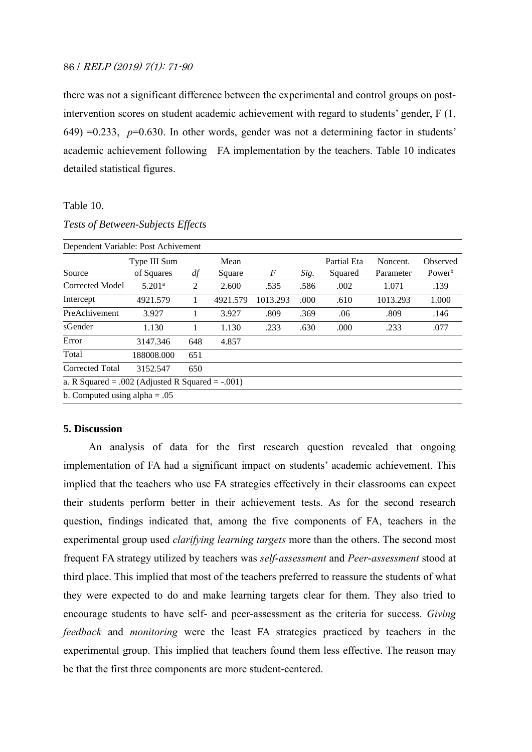there was not a significant difference between the experimental and control groups on post-intervention scores on student academic achievement with regard to students' gender, $F(1, 649) = 0.233$, $p = 0.630$. In other words, gender was not a determining factor in students' academic achievement following FA implementation by the teachers. Table 10 indicates detailed statistical figures.

Table 10.

*Tests of Between-Subjects Effects*

| Dependent Variable: Post Achivement | | | | | | | | |
|---|---|---|---|---|---|---|---|---|
| Source | Type III Sum of Squares | *df* | Mean Square | *F* | *Sig.* | Partial Eta Squared | Noncent. Parameter | Observed Power[b] |
| Corrected Model | 5.201[a] | 2 | 2.600 | .535 | .586 | .002 | 1.071 | .139 |
| Intercept | 4921.579 | 1 | 4921.579 | 1013.293 | .000 | .610 | 1013.293 | 1.000 |
| PreAchivement | 3.927 | 1 | 3.927 | .809 | .369 | .06 | .809 | .146 |
| sGender | 1.130 | 1 | 1.130 | .233 | .630 | .000 | .233 | .077 |
| Error | 3147.346 | 648 | 4.857 | | | | | |
| Total | 188008.000 | 651 | | | | | | |
| Corrected Total | 3152.547 | 650 | | | | | | |

a. R Squared = .002 (Adjusted R Squared = -.001)

b. Computed using alpha = .05

## 5. Discussion

An analysis of data for the first research question revealed that ongoing implementation of FA had a significant impact on students' academic achievement. This implied that the teachers who use FA strategies effectively in their classrooms can expect their students perform better in their achievement tests. As for the second research question, findings indicated that, among the five components of FA, teachers in the experimental group used *clarifying learning targets* more than the others. The second most frequent FA strategy utilized by teachers was *self-assessment* and *Peer-assessment* stood at third place. This implied that most of the teachers preferred to reassure the students of what they were expected to do and make learning targets clear for them. They also tried to encourage students to have self- and peer-assessment as the criteria for success. *Giving feedback* and *monitoring* were the least FA strategies practiced by teachers in the experimental group. This implied that teachers found them less effective. The reason may be that the first three components are more student-centered.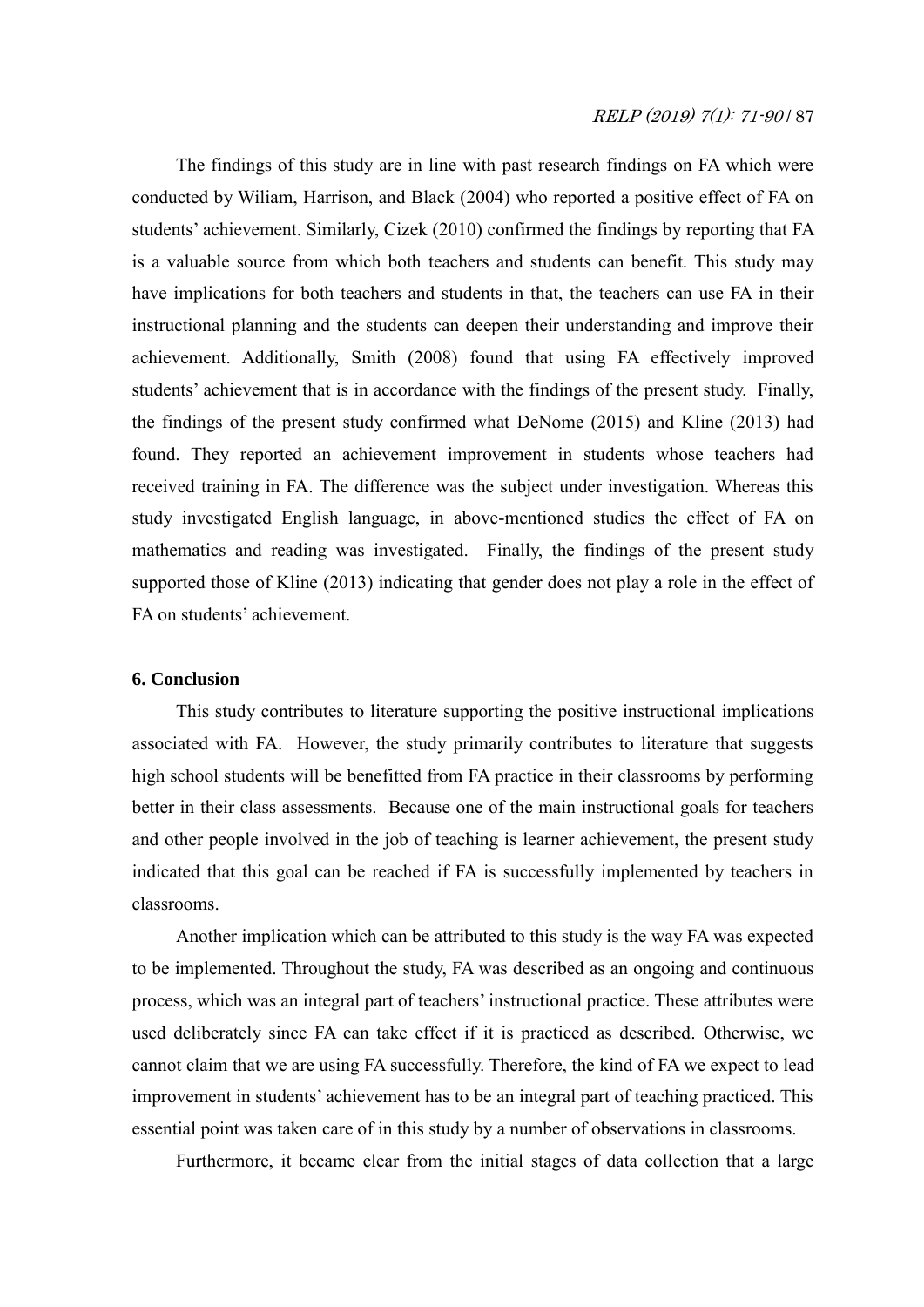The findings of this study are in line with past research findings on FA which were conducted by Wiliam, Harrison, and Black (2004) who reported a positive effect of FA on students' achievement. Similarly, Cizek (2010) confirmed the findings by reporting that FA is a valuable source from which both teachers and students can benefit. This study may have implications for both teachers and students in that, the teachers can use FA in their instructional planning and the students can deepen their understanding and improve their achievement. Additionally, Smith (2008) found that using FA effectively improved students' achievement that is in accordance with the findings of the present study. Finally, the findings of the present study confirmed what DeNome (2015) and Kline (2013) had found. They reported an achievement improvement in students whose teachers had received training in FA. The difference was the subject under investigation. Whereas this study investigated English language, in above-mentioned studies the effect of FA on mathematics and reading was investigated. Finally, the findings of the present study supported those of Kline (2013) indicating that gender does not play a role in the effect of FA on students' achievement.

## 6. Conclusion

This study contributes to literature supporting the positive instructional implications associated with FA. However, the study primarily contributes to literature that suggests high school students will be benefitted from FA practice in their classrooms by performing better in their class assessments. Because one of the main instructional goals for teachers and other people involved in the job of teaching is learner achievement, the present study indicated that this goal can be reached if FA is successfully implemented by teachers in classrooms.

Another implication which can be attributed to this study is the way FA was expected to be implemented. Throughout the study, FA was described as an ongoing and continuous process, which was an integral part of teachers' instructional practice. These attributes were used deliberately since FA can take effect if it is practiced as described. Otherwise, we cannot claim that we are using FA successfully. Therefore, the kind of FA we expect to lead improvement in students' achievement has to be an integral part of teaching practiced. This essential point was taken care of in this study by a number of observations in classrooms.

Furthermore, it became clear from the initial stages of data collection that a large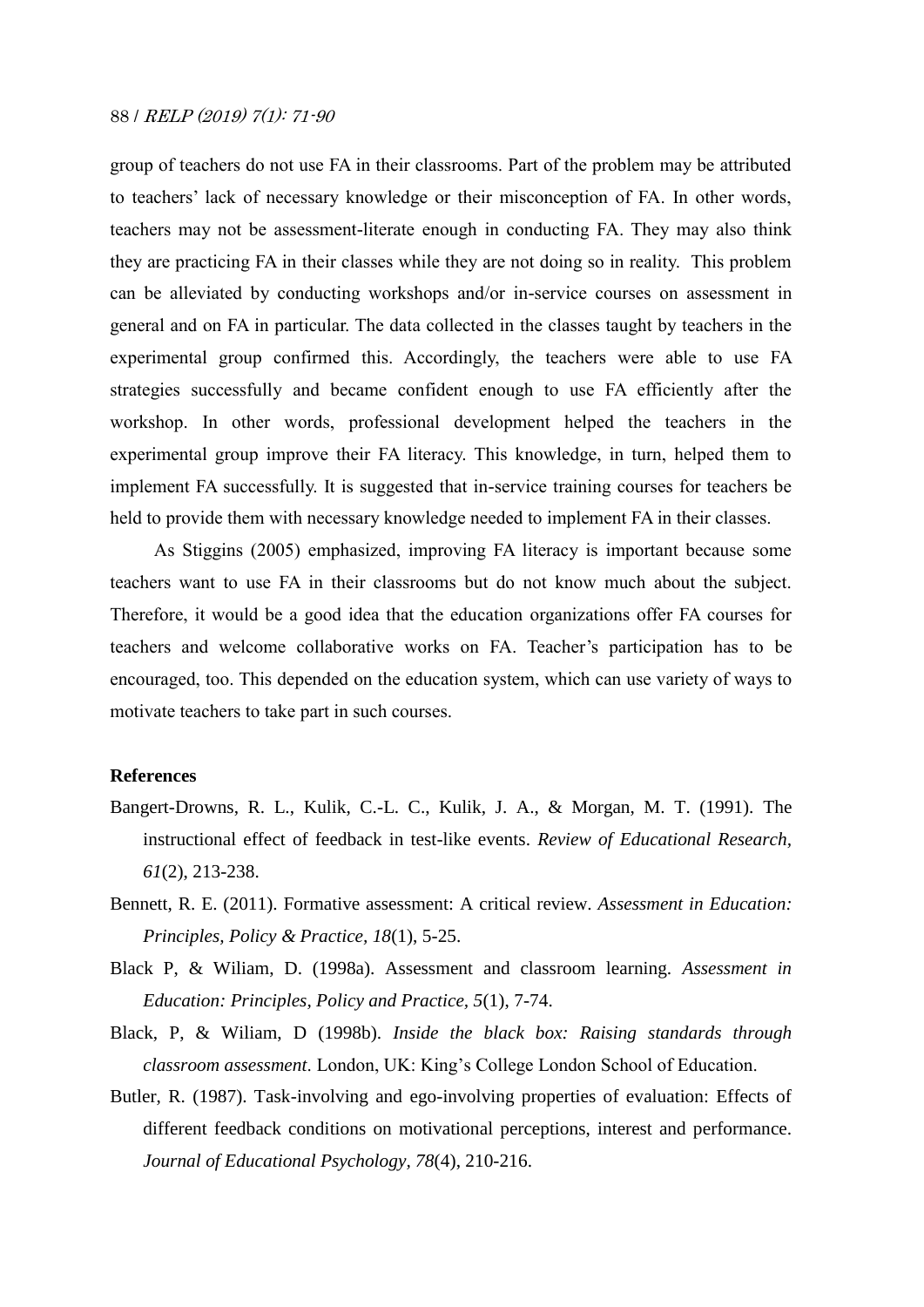group of teachers do not use FA in their classrooms. Part of the problem may be attributed to teachers' lack of necessary knowledge or their misconception of FA. In other words, teachers may not be assessment-literate enough in conducting FA. They may also think they are practicing FA in their classes while they are not doing so in reality. This problem can be alleviated by conducting workshops and/or in-service courses on assessment in general and on FA in particular. The data collected in the classes taught by teachers in the experimental group confirmed this. Accordingly, the teachers were able to use FA strategies successfully and became confident enough to use FA efficiently after the workshop. In other words, professional development helped the teachers in the experimental group improve their FA literacy. This knowledge, in turn, helped them to implement FA successfully. It is suggested that in-service training courses for teachers be held to provide them with necessary knowledge needed to implement FA in their classes.

As Stiggins (2005) emphasized, improving FA literacy is important because some teachers want to use FA in their classrooms but do not know much about the subject. Therefore, it would be a good idea that the education organizations offer FA courses for teachers and welcome collaborative works on FA. Teacher's participation has to be encouraged, too. This depended on the education system, which can use variety of ways to motivate teachers to take part in such courses.

## References

Bangert-Drowns, R. L., Kulik, C.-L. C., Kulik, J. A., & Morgan, M. T. (1991). The instructional effect of feedback in test-like events. *Review of Educational Research, 61*(2), 213-238.

Bennett, R. E. (2011). Formative assessment: A critical review. *Assessment in Education: Principles, Policy & Practice, 18*(1), 5-25.

Black P, & Wiliam, D. (1998a). Assessment and classroom learning. *Assessment in Education: Principles, Policy and Practice, 5*(1), 7-74.

Black, P, & Wiliam, D (1998b). *Inside the black box: Raising standards through classroom assessment*. London, UK: King's College London School of Education.

Butler, R. (1987). Task-involving and ego-involving properties of evaluation: Effects of different feedback conditions on motivational perceptions, interest and performance. *Journal of Educational Psychology, 78*(4), 210-216.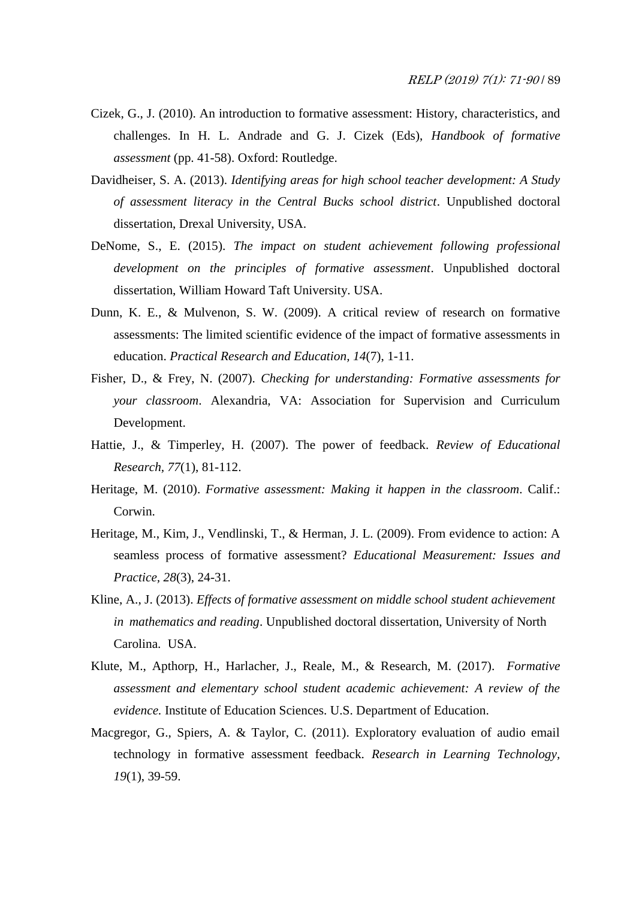Cizek, G., J. (2010). An introduction to formative assessment: History, characteristics, and challenges. In H. L. Andrade and G. J. Cizek (Eds), *Handbook of formative assessment* (pp. 41-58). Oxford: Routledge.

Davidheiser, S. A. (2013). *Identifying areas for high school teacher development: A Study of assessment literacy in the Central Bucks school district*. Unpublished doctoral dissertation, Drexal University, USA.

DeNome, S., E. (2015). *The impact on student achievement following professional development on the principles of formative assessment*. Unpublished doctoral dissertation, William Howard Taft University. USA.

Dunn, K. E., & Mulvenon, S. W. (2009). A critical review of research on formative assessments: The limited scientific evidence of the impact of formative assessments in education. *Practical Research and Education, 14*(7), 1-11.

Fisher, D., & Frey, N. (2007). *Checking for understanding: Formative assessments for your classroom*. Alexandria, VA: Association for Supervision and Curriculum Development.

Hattie, J., & Timperley, H. (2007). The power of feedback. *Review of Educational Research, 77*(1), 81-112.

Heritage, M. (2010). *Formative assessment: Making it happen in the classroom*. Calif.: Corwin.

Heritage, M., Kim, J., Vendlinski, T., & Herman, J. L. (2009). From evidence to action: A seamless process of formative assessment? *Educational Measurement: Issues and Practice, 28*(3), 24-31.

Kline, A., J. (2013). *Effects of formative assessment on middle school student achievement in mathematics and reading*. Unpublished doctoral dissertation, University of North Carolina. USA.

Klute, M., Apthorp, H., Harlacher, J., Reale, M., & Research, M. (2017). *Formative assessment and elementary school student academic achievement: A review of the evidence.* Institute of Education Sciences. U.S. Department of Education.

Macgregor, G., Spiers, A. & Taylor, C. (2011). Exploratory evaluation of audio email technology in formative assessment feedback. *Research in Learning Technology, 19*(1), 39-59.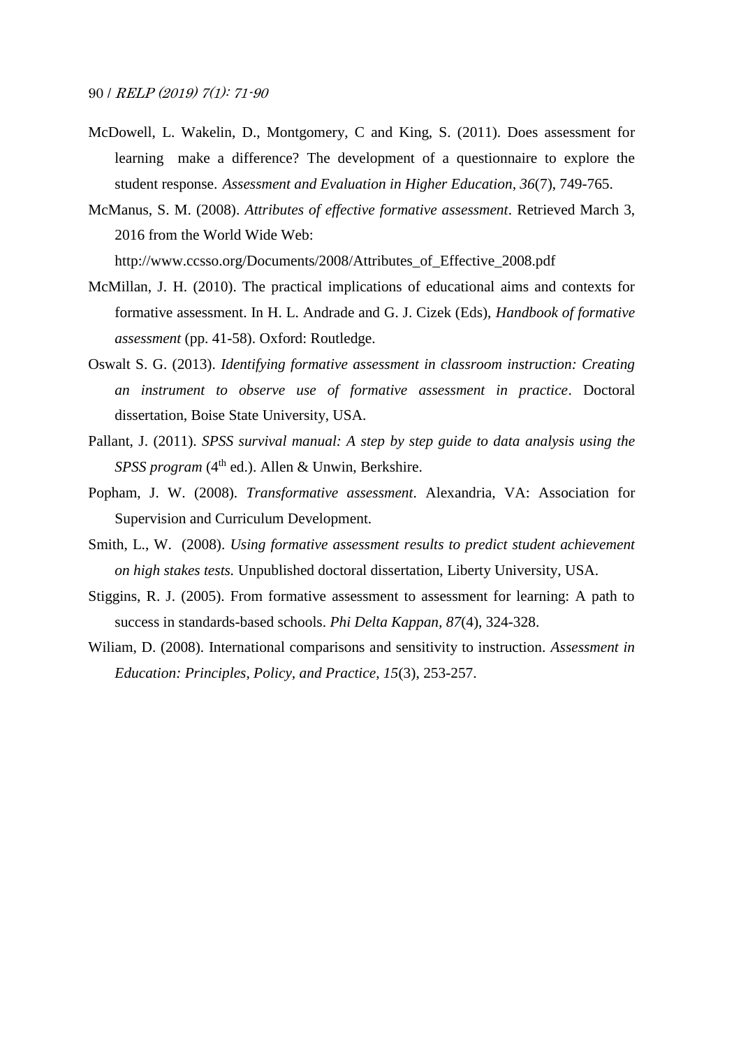McDowell, L. Wakelin, D., Montgomery, C and King, S. (2011). Does assessment for learning make a difference? The development of a questionnaire to explore the student response. *Assessment and Evaluation in Higher Education, 36*(7), 749-765.

McManus, S. M. (2008). *Attributes of effective formative assessment*. Retrieved March 3, 2016 from the World Wide Web: http://www.ccsso.org/Documents/2008/Attributes_of_Effective_2008.pdf

McMillan, J. H. (2010). The practical implications of educational aims and contexts for formative assessment. In H. L. Andrade and G. J. Cizek (Eds), *Handbook of formative assessment* (pp. 41-58). Oxford: Routledge.

Oswalt S. G. (2013). *Identifying formative assessment in classroom instruction: Creating an instrument to observe use of formative assessment in practice*. Doctoral dissertation, Boise State University, USA.

Pallant, J. (2011). *SPSS survival manual: A step by step guide to data analysis using the SPSS program* (4th ed.). Allen & Unwin, Berkshire.

Popham, J. W. (2008). *Transformative assessment*. Alexandria, VA: Association for Supervision and Curriculum Development.

Smith, L., W. (2008). *Using formative assessment results to predict student achievement on high stakes tests.* Unpublished doctoral dissertation, Liberty University, USA.

Stiggins, R. J. (2005). From formative assessment to assessment for learning: A path to success in standards-based schools. *Phi Delta Kappan, 87*(4), 324-328.

Wiliam, D. (2008). International comparisons and sensitivity to instruction. *Assessment in Education: Principles, Policy, and Practice, 15*(3), 253-257.